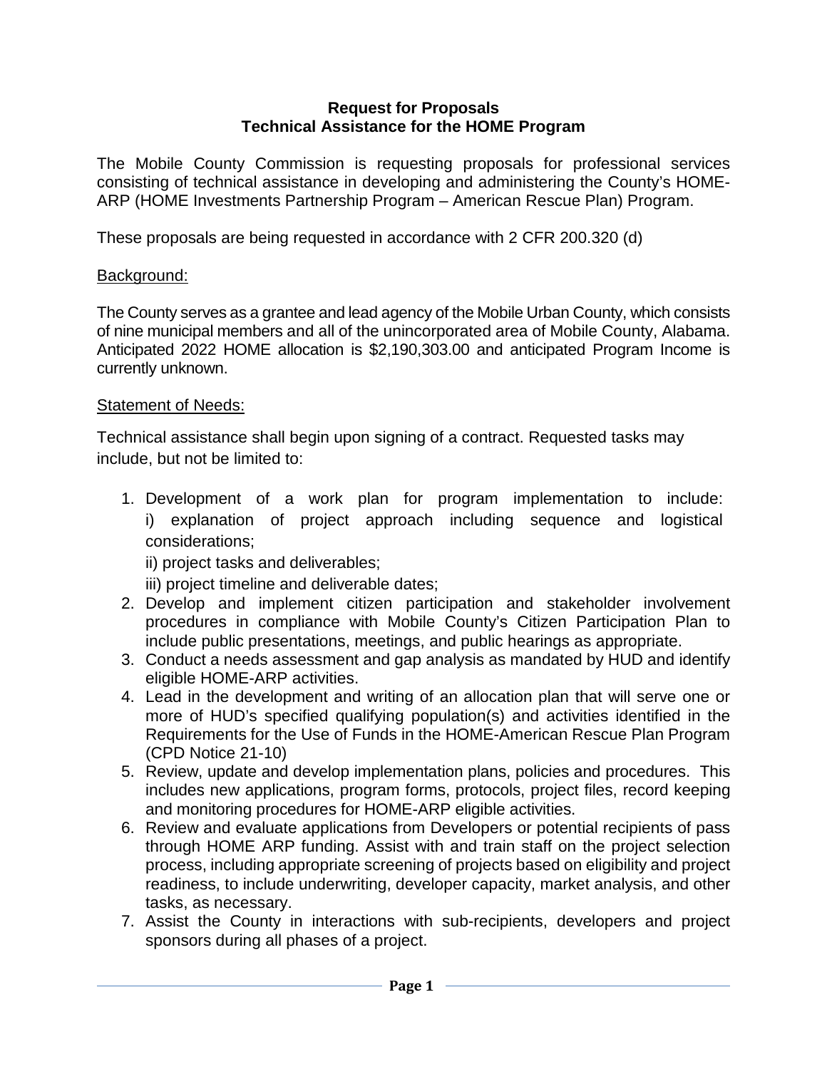**Request for Proposals**
**Technical Assistance for the HOME Program**

The Mobile County Commission is requesting proposals for professional services consisting of technical assistance in developing and administering the County's HOME-ARP (HOME Investments Partnership Program – American Rescue Plan) Program.

These proposals are being requested in accordance with 2 CFR 200.320 (d)

Background:

The County serves as a grantee and lead agency of the Mobile Urban County, which consists of nine municipal members and all of the unincorporated area of Mobile County, Alabama. Anticipated 2022 HOME allocation is $2,190,303.00 and anticipated Program Income is currently unknown.

Statement of Needs:

Technical assistance shall begin upon signing of a contract. Requested tasks may include, but not be limited to:

1. Development of a work plan for program implementation to include:
   i) explanation of project approach including sequence and logistical considerations;
   ii) project tasks and deliverables;
   iii) project timeline and deliverable dates;
2. Develop and implement citizen participation and stakeholder involvement procedures in compliance with Mobile County's Citizen Participation Plan to include public presentations, meetings, and public hearings as appropriate.
3. Conduct a needs assessment and gap analysis as mandated by HUD and identify eligible HOME-ARP activities.
4. Lead in the development and writing of an allocation plan that will serve one or more of HUD's specified qualifying population(s) and activities identified in the Requirements for the Use of Funds in the HOME-American Rescue Plan Program (CPD Notice 21-10)
5. Review, update and develop implementation plans, policies and procedures. This includes new applications, program forms, protocols, project files, record keeping and monitoring procedures for HOME-ARP eligible activities.
6. Review and evaluate applications from Developers or potential recipients of pass through HOME ARP funding. Assist with and train staff on the project selection process, including appropriate screening of projects based on eligibility and project readiness, to include underwriting, developer capacity, market analysis, and other tasks, as necessary.
7. Assist the County in interactions with sub-recipients, developers and project sponsors during all phases of a project.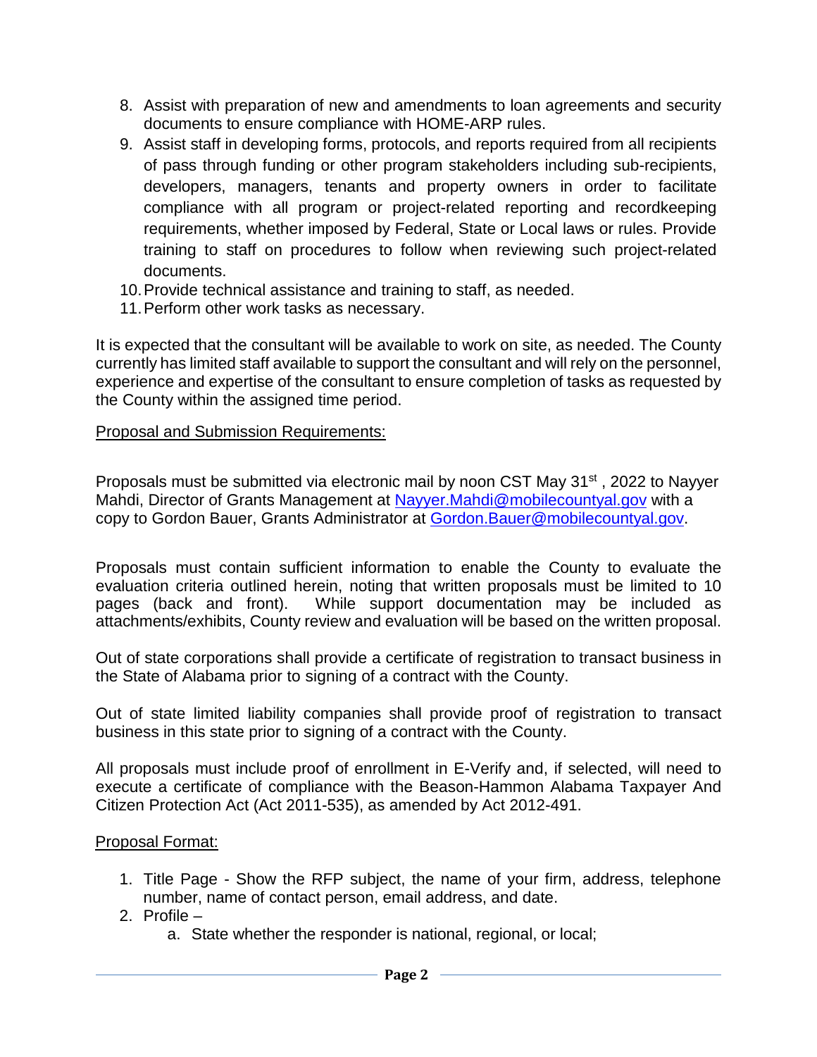8. Assist with preparation of new and amendments to loan agreements and security documents to ensure compliance with HOME-ARP rules.
9. Assist staff in developing forms, protocols, and reports required from all recipients of pass through funding or other program stakeholders including sub-recipients, developers, managers, tenants and property owners in order to facilitate compliance with all program or project-related reporting and recordkeeping requirements, whether imposed by Federal, State or Local laws or rules. Provide training to staff on procedures to follow when reviewing such project-related documents.
10. Provide technical assistance and training to staff, as needed.
11. Perform other work tasks as necessary.

It is expected that the consultant will be available to work on site, as needed. The County currently has limited staff available to support the consultant and will rely on the personnel, experience and expertise of the consultant to ensure completion of tasks as requested by the County within the assigned time period.

<u>Proposal and Submission Requirements:</u>

Proposals must be submitted via electronic mail by noon CST May 31st , 2022 to Nayyer Mahdi, Director of Grants Management at [Nayyer.Mahdi@mobilecountyal.gov](mailto:Nayyer.Mahdi@mobilecountyal.gov) with a copy to Gordon Bauer, Grants Administrator at [Gordon.Bauer@mobilecountyal.gov](mailto:Gordon.Bauer@mobilecountyal.gov).

Proposals must contain sufficient information to enable the County to evaluate the evaluation criteria outlined herein, noting that written proposals must be limited to 10 pages (back and front). While support documentation may be included as attachments/exhibits, County review and evaluation will be based on the written proposal.

Out of state corporations shall provide a certificate of registration to transact business in the State of Alabama prior to signing of a contract with the County.

Out of state limited liability companies shall provide proof of registration to transact business in this state prior to signing of a contract with the County.

All proposals must include proof of enrollment in E-Verify and, if selected, will need to execute a certificate of compliance with the Beason-Hammon Alabama Taxpayer And Citizen Protection Act (Act 2011-535), as amended by Act 2012-491.

<u>Proposal Format:</u>

1. Title Page - Show the RFP subject, the name of your firm, address, telephone number, name of contact person, email address, and date.
2. Profile –
   a. State whether the responder is national, regional, or local;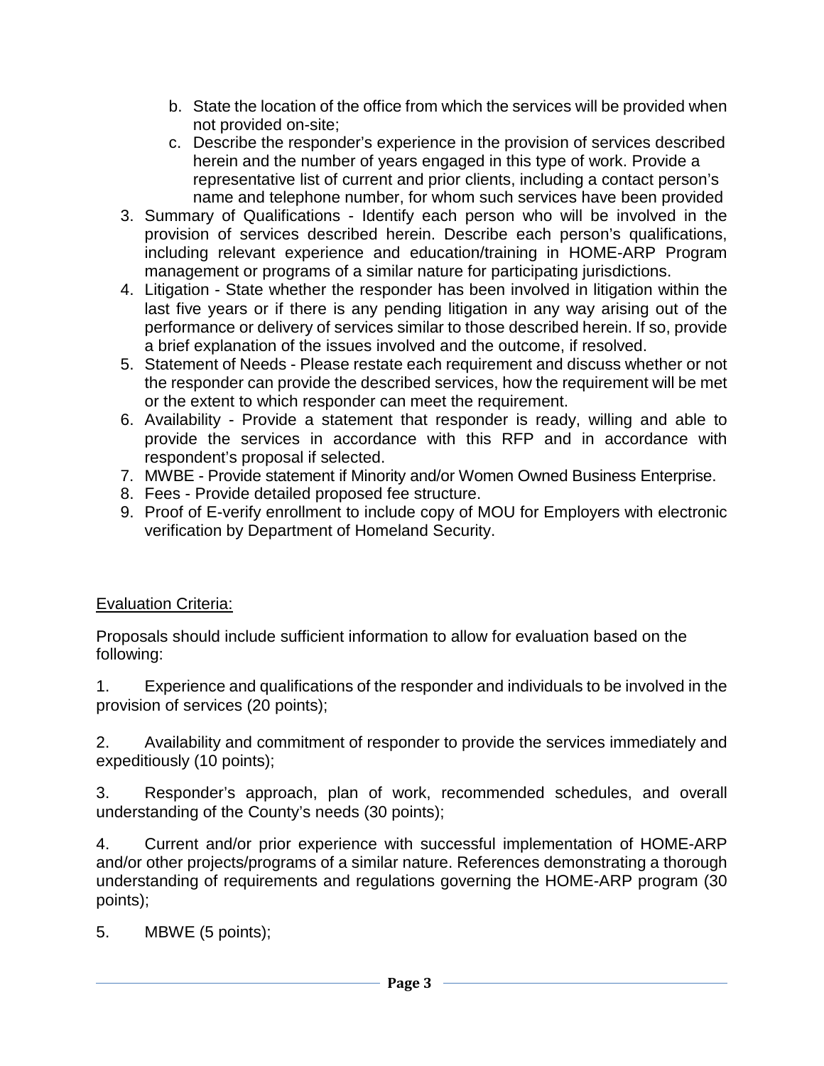b. State the location of the office from which the services will be provided when not provided on-site;
   c. Describe the responder's experience in the provision of services described herein and the number of years engaged in this type of work. Provide a representative list of current and prior clients, including a contact person's name and telephone number, for whom such services have been provided
3. Summary of Qualifications - Identify each person who will be involved in the provision of services described herein. Describe each person's qualifications, including relevant experience and education/training in HOME-ARP Program management or programs of a similar nature for participating jurisdictions.
4. Litigation - State whether the responder has been involved in litigation within the last five years or if there is any pending litigation in any way arising out of the performance or delivery of services similar to those described herein. If so, provide a brief explanation of the issues involved and the outcome, if resolved.
5. Statement of Needs - Please restate each requirement and discuss whether or not the responder can provide the described services, how the requirement will be met or the extent to which responder can meet the requirement.
6. Availability - Provide a statement that responder is ready, willing and able to provide the services in accordance with this RFP and in accordance with respondent's proposal if selected.
7. MWBE - Provide statement if Minority and/or Women Owned Business Enterprise.
8. Fees - Provide detailed proposed fee structure.
9. Proof of E-verify enrollment to include copy of MOU for Employers with electronic verification by Department of Homeland Security.

<u>Evaluation Criteria:</u>

Proposals should include sufficient information to allow for evaluation based on the following:

1. Experience and qualifications of the responder and individuals to be involved in the provision of services (20 points);

2. Availability and commitment of responder to provide the services immediately and expeditiously (10 points);

3. Responder's approach, plan of work, recommended schedules, and overall understanding of the County's needs (30 points);

4. Current and/or prior experience with successful implementation of HOME-ARP and/or other projects/programs of a similar nature. References demonstrating a thorough understanding of requirements and regulations governing the HOME-ARP program (30 points);

5. MBWE (5 points);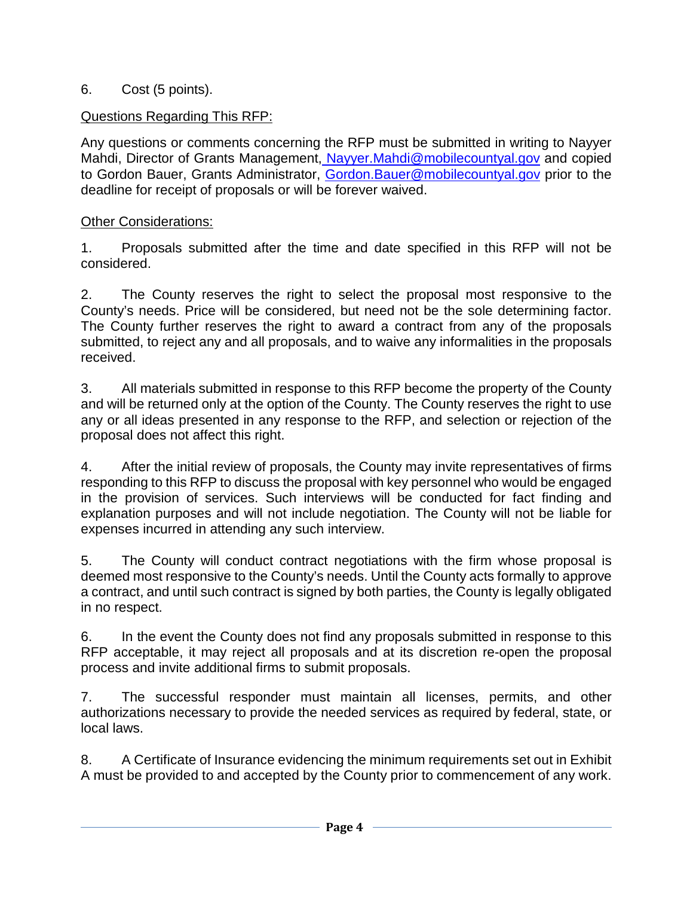6. Cost (5 points).

<u>Questions Regarding This RFP:</u>

Any questions or comments concerning the RFP must be submitted in writing to Nayyer Mahdi, Director of Grants Management, Nayyer.Mahdi@mobilecountyal.gov and copied to Gordon Bauer, Grants Administrator, Gordon.Bauer@mobilecountyal.gov prior to the deadline for receipt of proposals or will be forever waived.

<u>Other Considerations:</u>

1. Proposals submitted after the time and date specified in this RFP will not be considered.

2. The County reserves the right to select the proposal most responsive to the County's needs. Price will be considered, but need not be the sole determining factor. The County further reserves the right to award a contract from any of the proposals submitted, to reject any and all proposals, and to waive any informalities in the proposals received.

3. All materials submitted in response to this RFP become the property of the County and will be returned only at the option of the County. The County reserves the right to use any or all ideas presented in any response to the RFP, and selection or rejection of the proposal does not affect this right.

4. After the initial review of proposals, the County may invite representatives of firms responding to this RFP to discuss the proposal with key personnel who would be engaged in the provision of services. Such interviews will be conducted for fact finding and explanation purposes and will not include negotiation. The County will not be liable for expenses incurred in attending any such interview.

5. The County will conduct contract negotiations with the firm whose proposal is deemed most responsive to the County's needs. Until the County acts formally to approve a contract, and until such contract is signed by both parties, the County is legally obligated in no respect.

6. In the event the County does not find any proposals submitted in response to this RFP acceptable, it may reject all proposals and at its discretion re-open the proposal process and invite additional firms to submit proposals.

7. The successful responder must maintain all licenses, permits, and other authorizations necessary to provide the needed services as required by federal, state, or local laws.

8. A Certificate of Insurance evidencing the minimum requirements set out in Exhibit A must be provided to and accepted by the County prior to commencement of any work.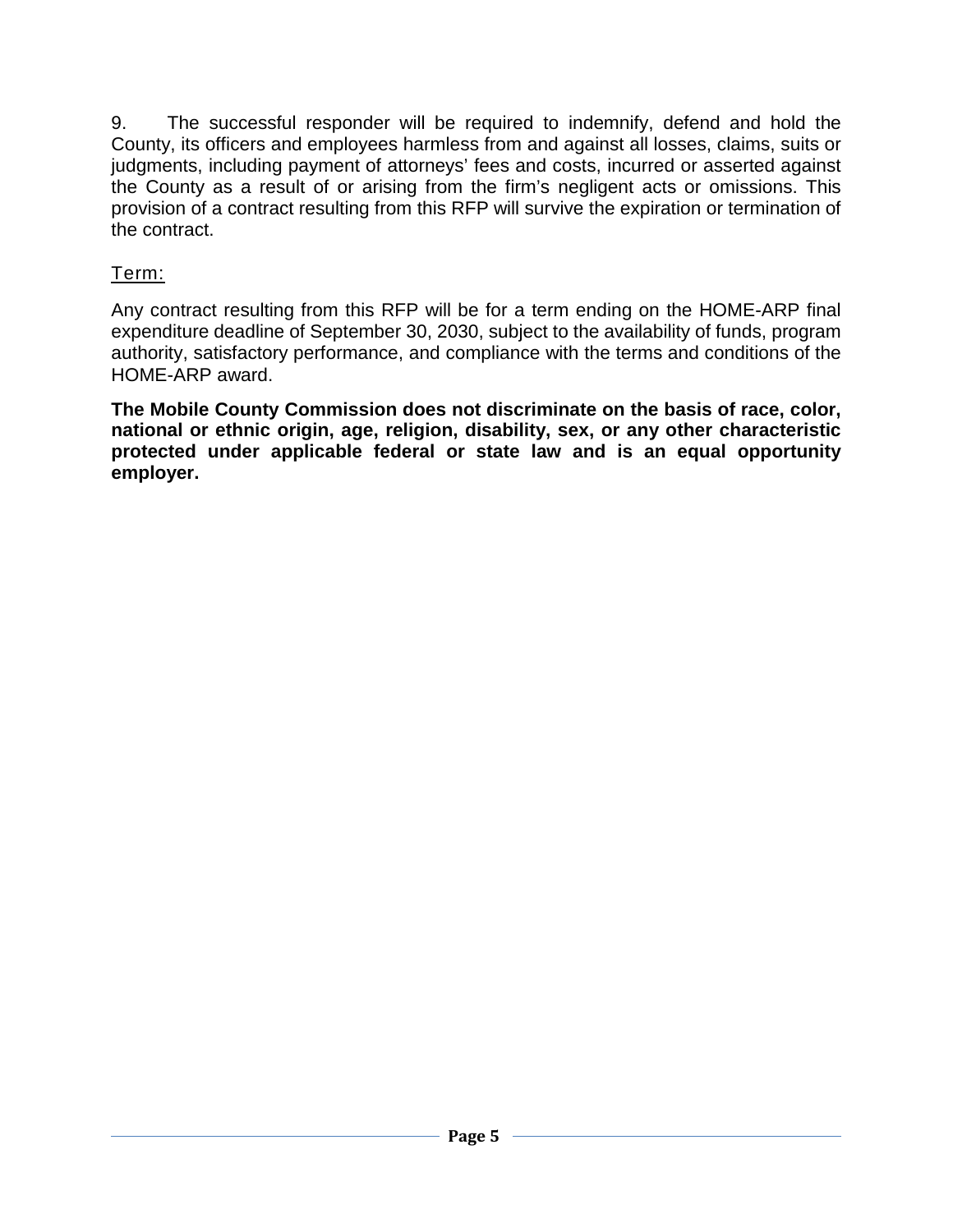9. The successful responder will be required to indemnify, defend and hold the County, its officers and employees harmless from and against all losses, claims, suits or judgments, including payment of attorneys' fees and costs, incurred or asserted against the County as a result of or arising from the firm's negligent acts or omissions. This provision of a contract resulting from this RFP will survive the expiration or termination of the contract.

## Term:

Any contract resulting from this RFP will be for a term ending on the HOME-ARP final expenditure deadline of September 30, 2030, subject to the availability of funds, program authority, satisfactory performance, and compliance with the terms and conditions of the HOME-ARP award.

**The Mobile County Commission does not discriminate on the basis of race, color, national or ethnic origin, age, religion, disability, sex, or any other characteristic protected under applicable federal or state law and is an equal opportunity employer.**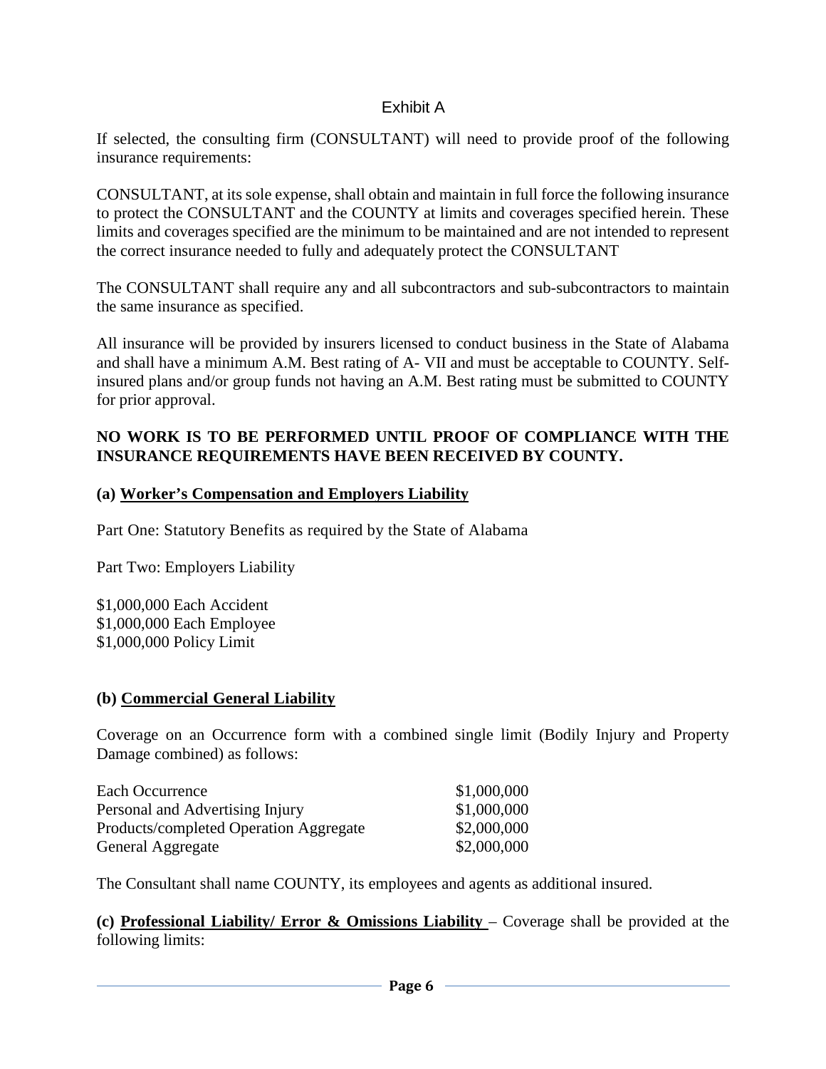# Exhibit A

If selected, the consulting firm (CONSULTANT) will need to provide proof of the following insurance requirements:

CONSULTANT, at its sole expense, shall obtain and maintain in full force the following insurance to protect the CONSULTANT and the COUNTY at limits and coverages specified herein. These limits and coverages specified are the minimum to be maintained and are not intended to represent the correct insurance needed to fully and adequately protect the CONSULTANT

The CONSULTANT shall require any and all subcontractors and sub-subcontractors to maintain the same insurance as specified.

All insurance will be provided by insurers licensed to conduct business in the State of Alabama and shall have a minimum A.M. Best rating of A- VII and must be acceptable to COUNTY. Self-insured plans and/or group funds not having an A.M. Best rating must be submitted to COUNTY for prior approval.

**NO WORK IS TO BE PERFORMED UNTIL PROOF OF COMPLIANCE WITH THE INSURANCE REQUIREMENTS HAVE BEEN RECEIVED BY COUNTY.**

**(a) <u>Worker's Compensation and Employers Liability</u>**

Part One: Statutory Benefits as required by the State of Alabama

Part Two: Employers Liability

$1,000,000 Each Accident
$1,000,000 Each Employee
$1,000,000 Policy Limit

**(b) <u>Commercial General Liability</u>**

Coverage on an Occurrence form with a combined single limit (Bodily Injury and Property Damage combined) as follows:

| | |
|---|---|
| Each Occurrence | $1,000,000 |
| Personal and Advertising Injury | $1,000,000 |
| Products/completed Operation Aggregate | $2,000,000 |
| General Aggregate | $2,000,000 |

The Consultant shall name COUNTY, its employees and agents as additional insured.

**(c) <u>Professional Liability/ Error & Omissions Liability</u>** – Coverage shall be provided at the following limits: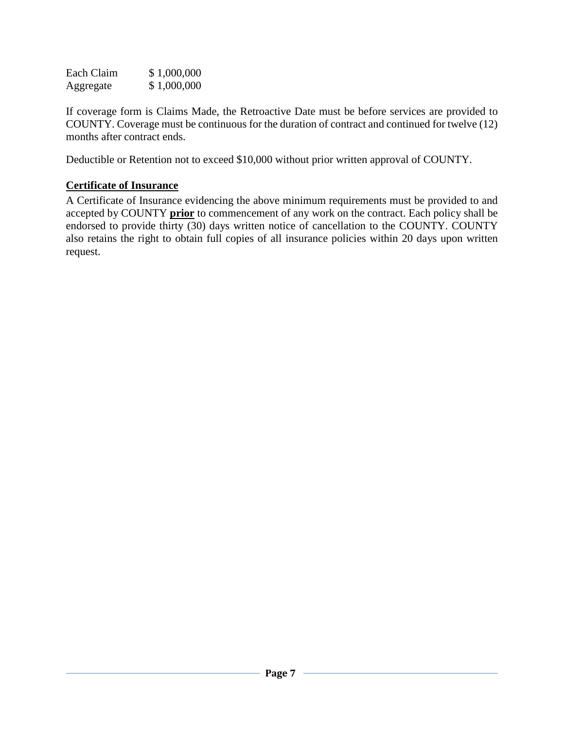| | |
|---|---|
| Each Claim | $ 1,000,000 |
| Aggregate | $ 1,000,000 |

If coverage form is Claims Made, the Retroactive Date must be before services are provided to COUNTY. Coverage must be continuous for the duration of contract and continued for twelve (12) months after contract ends.

Deductible or Retention not to exceed $10,000 without prior written approval of COUNTY.

**Certificate of Insurance**

A Certificate of Insurance evidencing the above minimum requirements must be provided to and accepted by COUNTY **prior** to commencement of any work on the contract. Each policy shall be endorsed to provide thirty (30) days written notice of cancellation to the COUNTY. COUNTY also retains the right to obtain full copies of all insurance policies within 20 days upon written request.